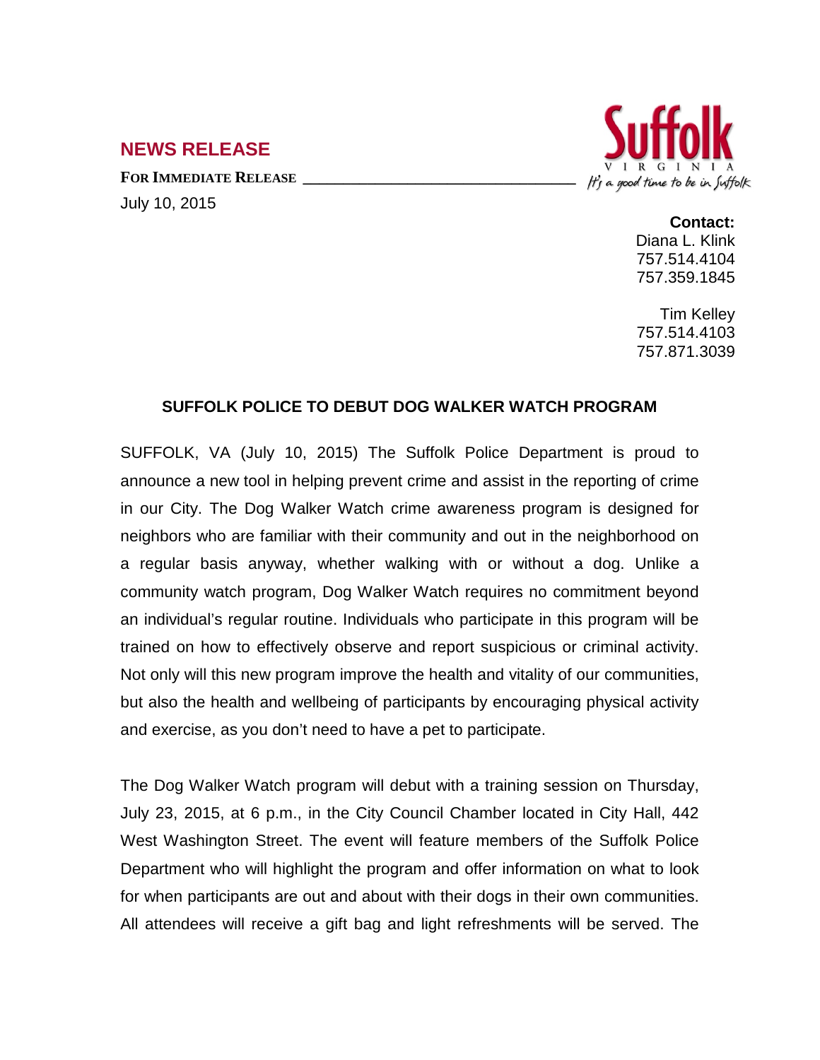## NEWS RELEASE

**FOR IMMEDIATE RELEASE**

July 10, 2015

**Contact:**
Diana L. Klink
757.514.4104
757.359.1845

Tim Kelley
757.514.4103
757.871.3039

### SUFFOLK POLICE TO DEBUT DOG WALKER WATCH PROGRAM

SUFFOLK, VA (July 10, 2015) The Suffolk Police Department is proud to announce a new tool in helping prevent crime and assist in the reporting of crime in our City. The Dog Walker Watch crime awareness program is designed for neighbors who are familiar with their community and out in the neighborhood on a regular basis anyway, whether walking with or without a dog. Unlike a community watch program, Dog Walker Watch requires no commitment beyond an individual's regular routine. Individuals who participate in this program will be trained on how to effectively observe and report suspicious or criminal activity. Not only will this new program improve the health and vitality of our communities, but also the health and wellbeing of participants by encouraging physical activity and exercise, as you don't need to have a pet to participate.

The Dog Walker Watch program will debut with a training session on Thursday, July 23, 2015, at 6 p.m., in the City Council Chamber located in City Hall, 442 West Washington Street. The event will feature members of the Suffolk Police Department who will highlight the program and offer information on what to look for when participants are out and about with their dogs in their own communities. All attendees will receive a gift bag and light refreshments will be served. The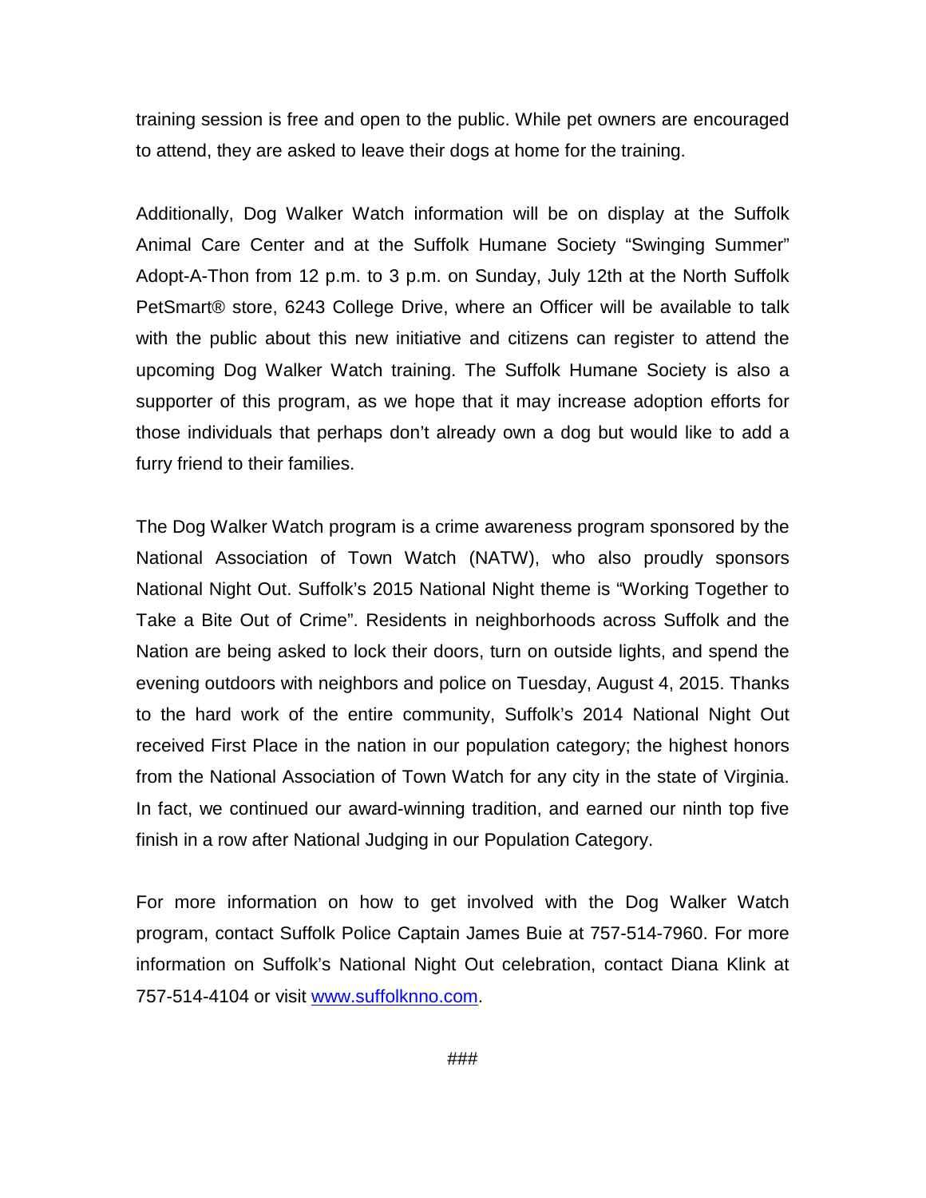training session is free and open to the public. While pet owners are encouraged to attend, they are asked to leave their dogs at home for the training.

Additionally, Dog Walker Watch information will be on display at the Suffolk Animal Care Center and at the Suffolk Humane Society “Swinging Summer” Adopt-A-Thon from 12 p.m. to 3 p.m. on Sunday, July 12th at the North Suffolk PetSmart® store, 6243 College Drive, where an Officer will be available to talk with the public about this new initiative and citizens can register to attend the upcoming Dog Walker Watch training. The Suffolk Humane Society is also a supporter of this program, as we hope that it may increase adoption efforts for those individuals that perhaps don’t already own a dog but would like to add a furry friend to their families.

The Dog Walker Watch program is a crime awareness program sponsored by the National Association of Town Watch (NATW), who also proudly sponsors National Night Out. Suffolk’s 2015 National Night theme is “Working Together to Take a Bite Out of Crime”. Residents in neighborhoods across Suffolk and the Nation are being asked to lock their doors, turn on outside lights, and spend the evening outdoors with neighbors and police on Tuesday, August 4, 2015. Thanks to the hard work of the entire community, Suffolk’s 2014 National Night Out received First Place in the nation in our population category; the highest honors from the National Association of Town Watch for any city in the state of Virginia. In fact, we continued our award-winning tradition, and earned our ninth top five finish in a row after National Judging in our Population Category.

For more information on how to get involved with the Dog Walker Watch program, contact Suffolk Police Captain James Buie at 757-514-7960. For more information on Suffolk’s National Night Out celebration, contact Diana Klink at 757-514-4104 or visit www.suffolknno.com.

###